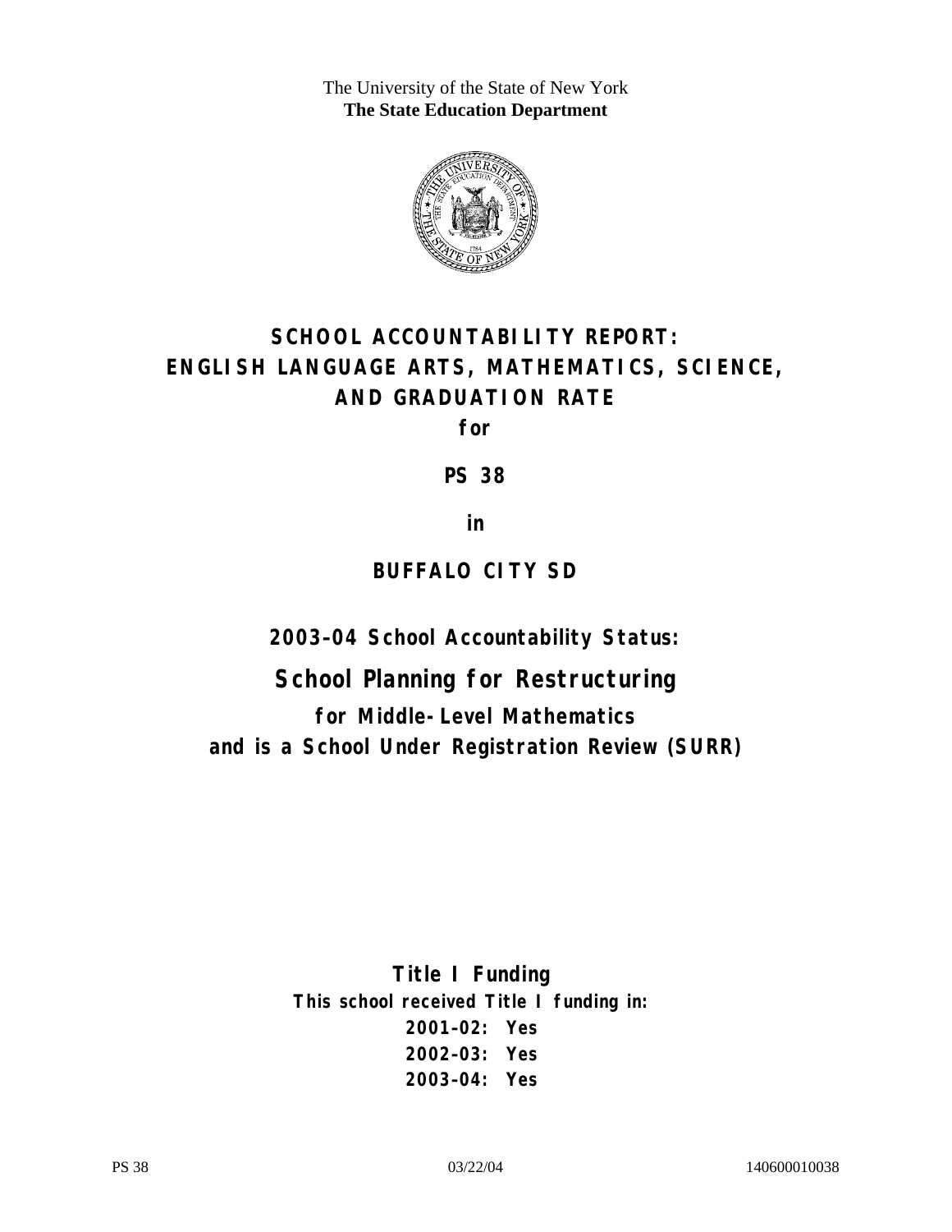The University of the State of New York
**The State Education Department**

# SCHOOL ACCOUNTABILITY REPORT: ENGLISH LANGUAGE ARTS, MATHEMATICS, SCIENCE, AND GRADUATION RATE

**for**

## PS 38

**in**

## BUFFALO CITY SD

### 2003–04 School Accountability Status:

## School Planning for Restructuring

**for Middle-Level Mathematics and is a School Under Registration Review (SURR)**

### Title I Funding

**This school received Title I funding in:**

**2001–02: Yes**
**2002–03: Yes**
**2003–04: Yes**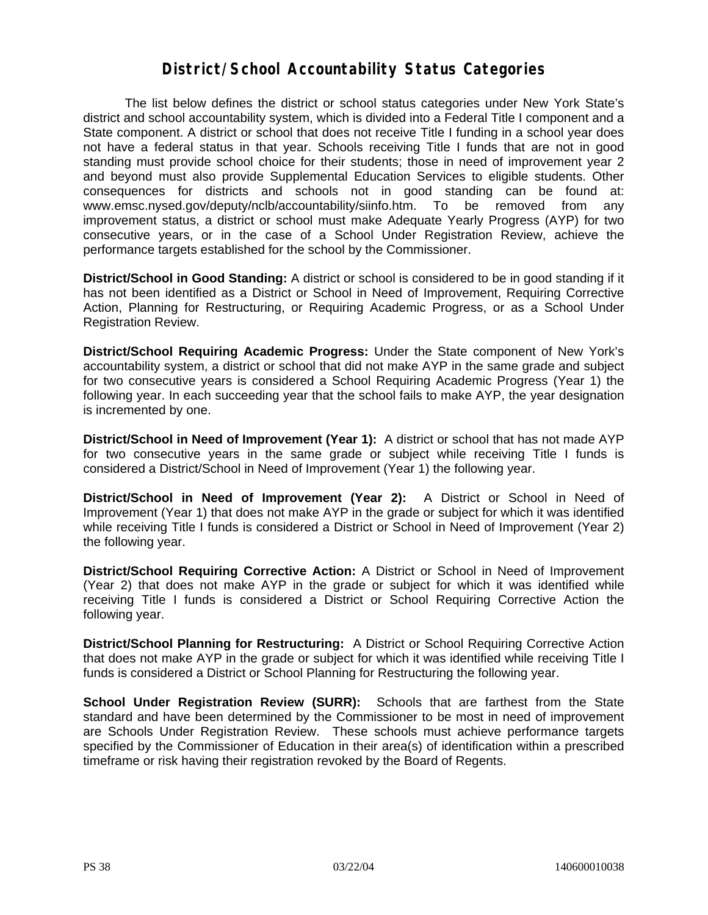# District/School Accountability Status Categories

The list below defines the district or school status categories under New York State's district and school accountability system, which is divided into a Federal Title I component and a State component. A district or school that does not receive Title I funding in a school year does not have a federal status in that year. Schools receiving Title I funds that are not in good standing must provide school choice for their students; those in need of improvement year 2 and beyond must also provide Supplemental Education Services to eligible students. Other consequences for districts and schools not in good standing can be found at: www.emsc.nysed.gov/deputy/nclb/accountability/siinfo.htm. To be removed from any improvement status, a district or school must make Adequate Yearly Progress (AYP) for two consecutive years, or in the case of a School Under Registration Review, achieve the performance targets established for the school by the Commissioner.

**District/School in Good Standing:** A district or school is considered to be in good standing if it has not been identified as a District or School in Need of Improvement, Requiring Corrective Action, Planning for Restructuring, or Requiring Academic Progress, or as a School Under Registration Review.

**District/School Requiring Academic Progress:** Under the State component of New York's accountability system, a district or school that did not make AYP in the same grade and subject for two consecutive years is considered a School Requiring Academic Progress (Year 1) the following year. In each succeeding year that the school fails to make AYP, the year designation is incremented by one.

**District/School in Need of Improvement (Year 1):** A district or school that has not made AYP for two consecutive years in the same grade or subject while receiving Title I funds is considered a District/School in Need of Improvement (Year 1) the following year.

**District/School in Need of Improvement (Year 2):** A District or School in Need of Improvement (Year 1) that does not make AYP in the grade or subject for which it was identified while receiving Title I funds is considered a District or School in Need of Improvement (Year 2) the following year.

**District/School Requiring Corrective Action:** A District or School in Need of Improvement (Year 2) that does not make AYP in the grade or subject for which it was identified while receiving Title I funds is considered a District or School Requiring Corrective Action the following year.

**District/School Planning for Restructuring:** A District or School Requiring Corrective Action that does not make AYP in the grade or subject for which it was identified while receiving Title I funds is considered a District or School Planning for Restructuring the following year.

**School Under Registration Review (SURR):** Schools that are farthest from the State standard and have been determined by the Commissioner to be most in need of improvement are Schools Under Registration Review. These schools must achieve performance targets specified by the Commissioner of Education in their area(s) of identification within a prescribed timeframe or risk having their registration revoked by the Board of Regents.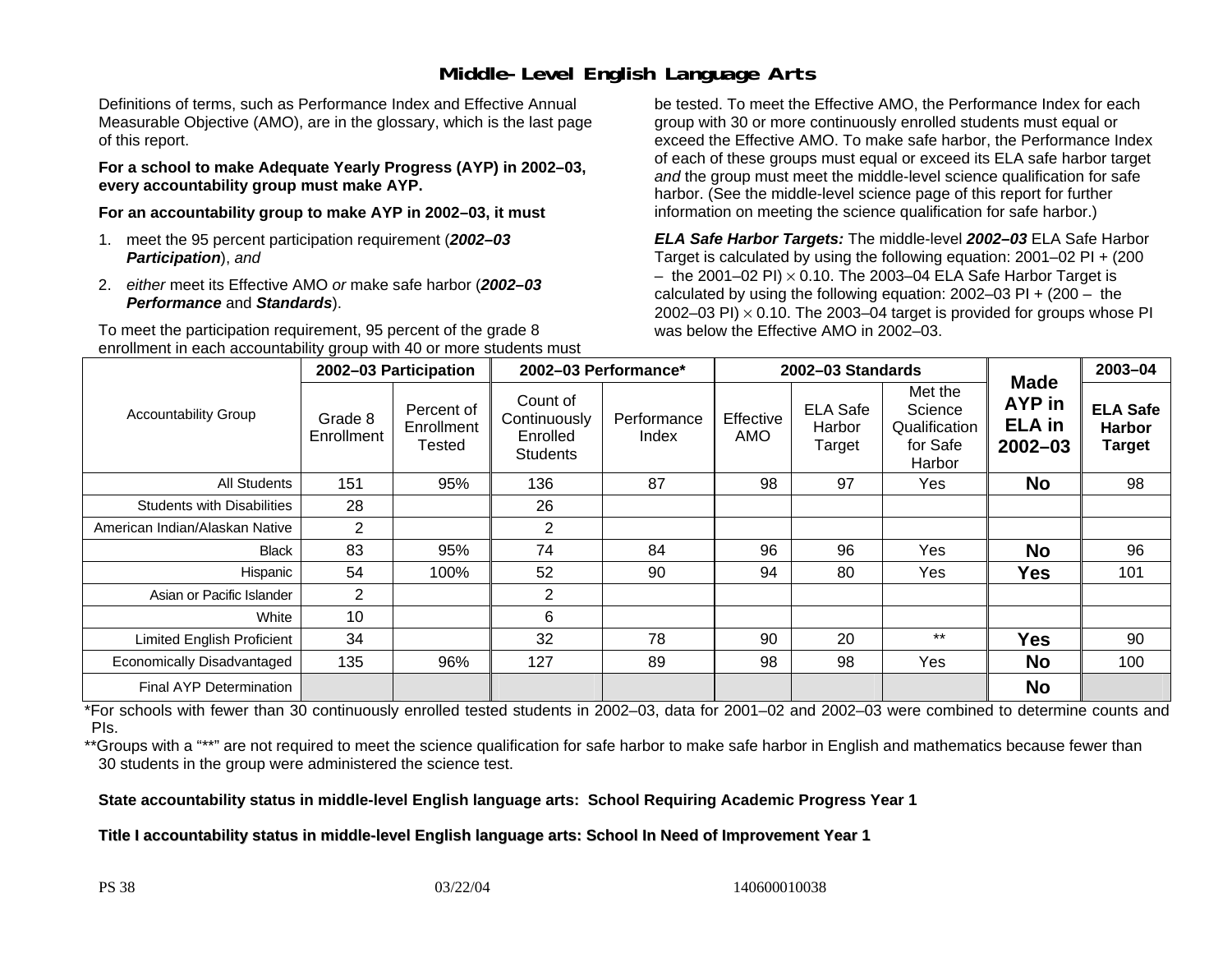# Middle-Level English Language Arts

Definitions of terms, such as Performance Index and Effective Annual Measurable Objective (AMO), are in the glossary, which is the last page of this report.

**For a school to make Adequate Yearly Progress (AYP) in 2002–03, every accountability group must make AYP.**

**For an accountability group to make AYP in 2002–03, it must**

1. meet the 95 percent participation requirement (***2002–03 Participation***), *and*
2. *either* meet its Effective AMO *or* make safe harbor (***2002–03 Performance*** and ***Standards***).

To meet the participation requirement, 95 percent of the grade 8 enrollment in each accountability group with 40 or more students must be tested. To meet the Effective AMO, the Performance Index for each group with 30 or more continuously enrolled students must equal or exceed the Effective AMO. To make safe harbor, the Performance Index of each of these groups must equal or exceed its ELA safe harbor target *and* the group must meet the middle-level science qualification for safe harbor. (See the middle-level science page of this report for further information on meeting the science qualification for safe harbor.)

***ELA Safe Harbor Targets:*** The middle-level ***2002–03*** ELA Safe Harbor Target is calculated by using the following equation: 2001–02 PI + (200 – the 2001–02 PI) $\times$ 0.10. The 2003–04 ELA Safe Harbor Target is calculated by using the following equation: 2002–03 PI + (200 – the 2002–03 PI) $\times$ 0.10. The 2003–04 target is provided for groups whose PI was below the Effective AMO in 2002–03.

| Accountability Group | 2002–03 Participation | | 2002–03 Performance* | | 2002–03 Standards | | | Made AYP in ELA in 2002–03 | 2003–04 |
|---|---|---|---|---|---|---|---|---|---|
| | Grade 8 Enrollment | Percent of Enrollment Tested | Count of Continuously Enrolled Students | Performance Index | Effective AMO | ELA Safe Harbor Target | Met the Science Qualification for Safe Harbor | | ELA Safe Harbor Target |
| All Students | 151 | 95% | 136 | 87 | 98 | 97 | Yes | **No** | 98 |
| Students with Disabilities | 28 | | 26 | | | | | | |
| American Indian/Alaskan Native | 2 | | 2 | | | | | | |
| Black | 83 | 95% | 74 | 84 | 96 | 96 | Yes | **No** | 96 |
| Hispanic | 54 | 100% | 52 | 90 | 94 | 80 | Yes | **Yes** | 101 |
| Asian or Pacific Islander | 2 | | 2 | | | | | | |
| White | 10 | | 6 | | | | | | |
| Limited English Proficient | 34 | | 32 | 78 | 90 | 20 | ** | **Yes** | 90 |
| Economically Disadvantaged | 135 | 96% | 127 | 89 | 98 | 98 | Yes | **No** | 100 |
| Final AYP Determination | | | | | | | | **No** | |

*For schools with fewer than 30 continuously enrolled tested students in 2002–03, data for 2001–02 and 2002–03 were combined to determine counts and PIs.

**Groups with a "**" are not required to meet the science qualification for safe harbor to make safe harbor in English and mathematics because fewer than 30 students in the group were administered the science test.

**State accountability status in middle-level English language arts: School Requiring Academic Progress Year 1**

**Title I accountability status in middle-level English language arts: School In Need of Improvement Year 1**

PS 38 03/22/04 140600010038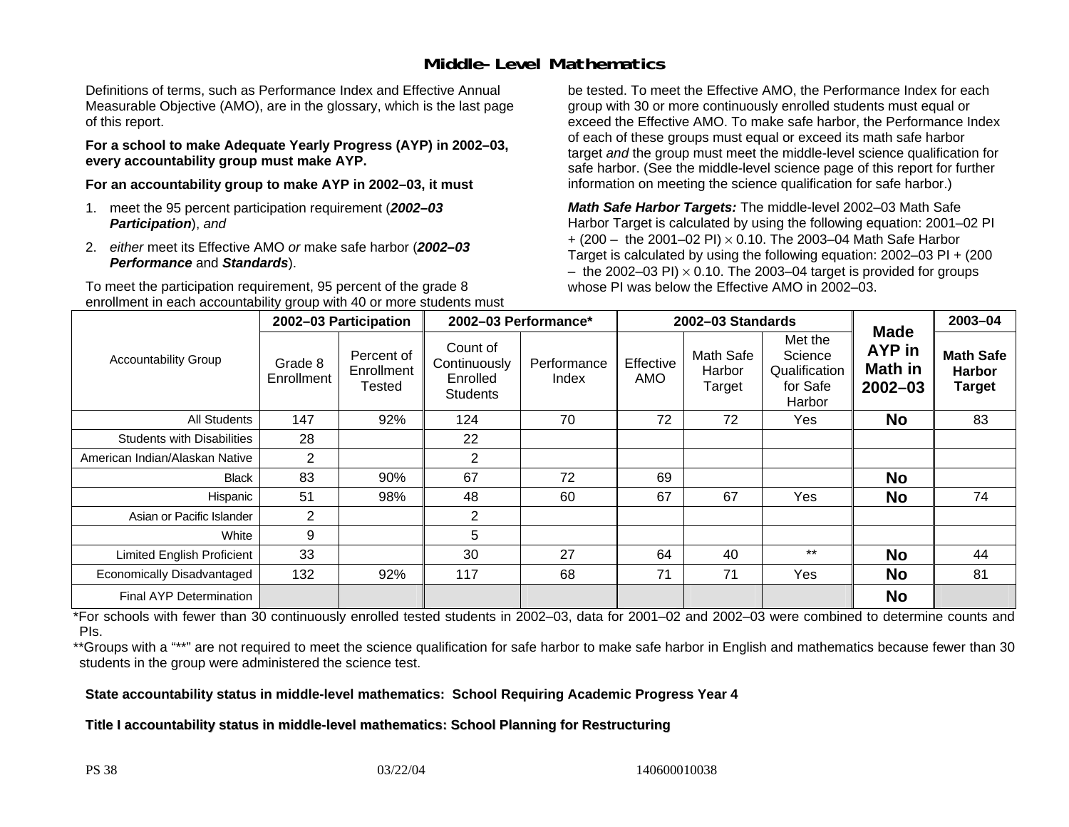# Middle-Level Mathematics

Definitions of terms, such as Performance Index and Effective Annual Measurable Objective (AMO), are in the glossary, which is the last page of this report.

**For a school to make Adequate Yearly Progress (AYP) in 2002–03, every accountability group must make AYP.**

**For an accountability group to make AYP in 2002–03, it must**

1. meet the 95 percent participation requirement (***2002–03 Participation***), *and*
2. *either* meet its Effective AMO *or* make safe harbor (***2002–03 Performance*** and ***Standards***).

To meet the participation requirement, 95 percent of the grade 8 enrollment in each accountability group with 40 or more students must be tested. To meet the Effective AMO, the Performance Index for each group with 30 or more continuously enrolled students must equal or exceed the Effective AMO. To make safe harbor, the Performance Index of each of these groups must equal or exceed its math safe harbor target *and* the group must meet the middle-level science qualification for safe harbor. (See the middle-level science page of this report for further information on meeting the science qualification for safe harbor.)

***Math Safe Harbor Targets:*** The middle-level 2002–03 Math Safe Harbor Target is calculated by using the following equation: 2001–02 PI + (200 – the 2001–02 PI) $\times$ 0.10. The 2003–04 Math Safe Harbor Target is calculated by using the following equation: 2002–03 PI + (200 – the 2002–03 PI) $\times$ 0.10. The 2003–04 target is provided for groups whose PI was below the Effective AMO in 2002–03.

| Accountability Group | 2002–03 Participation | | 2002–03 Performance* | | 2002–03 Standards | | | Made AYP in Math in 2002–03 | 2003–04 |
|---|---|---|---|---|---|---|---|---|---|
| | Grade 8 Enrollment | Percent of Enrollment Tested | Count of Continuously Enrolled Students | Performance Index | Effective AMO | Math Safe Harbor Target | Met the Science Qualification for Safe Harbor | | Math Safe Harbor Target |
| All Students | 147 | 92% | 124 | 70 | 72 | 72 | Yes | **No** | 83 |
| Students with Disabilities | 28 | | 22 | | | | | | |
| American Indian/Alaskan Native | 2 | | 2 | | | | | | |
| Black | 83 | 90% | 67 | 72 | 69 | | | **No** | |
| Hispanic | 51 | 98% | 48 | 60 | 67 | 67 | Yes | **No** | 74 |
| Asian or Pacific Islander | 2 | | 2 | | | | | | |
| White | 9 | | 5 | | | | | | |
| Limited English Proficient | 33 | | 30 | 27 | 64 | 40 | ** | **No** | 44 |
| Economically Disadvantaged | 132 | 92% | 117 | 68 | 71 | 71 | Yes | **No** | 81 |
| Final AYP Determination | | | | | | | | **No** | |

*For schools with fewer than 30 continuously enrolled tested students in 2002–03, data for 2001–02 and 2002–03 were combined to determine counts and PIs.

**Groups with a "**" are not required to meet the science qualification for safe harbor to make safe harbor in English and mathematics because fewer than 30 students in the group were administered the science test.

**State accountability status in middle-level mathematics: School Requiring Academic Progress Year 4**

**Title I accountability status in middle-level mathematics: School Planning for Restructuring**

PS 38 03/22/04 140600010038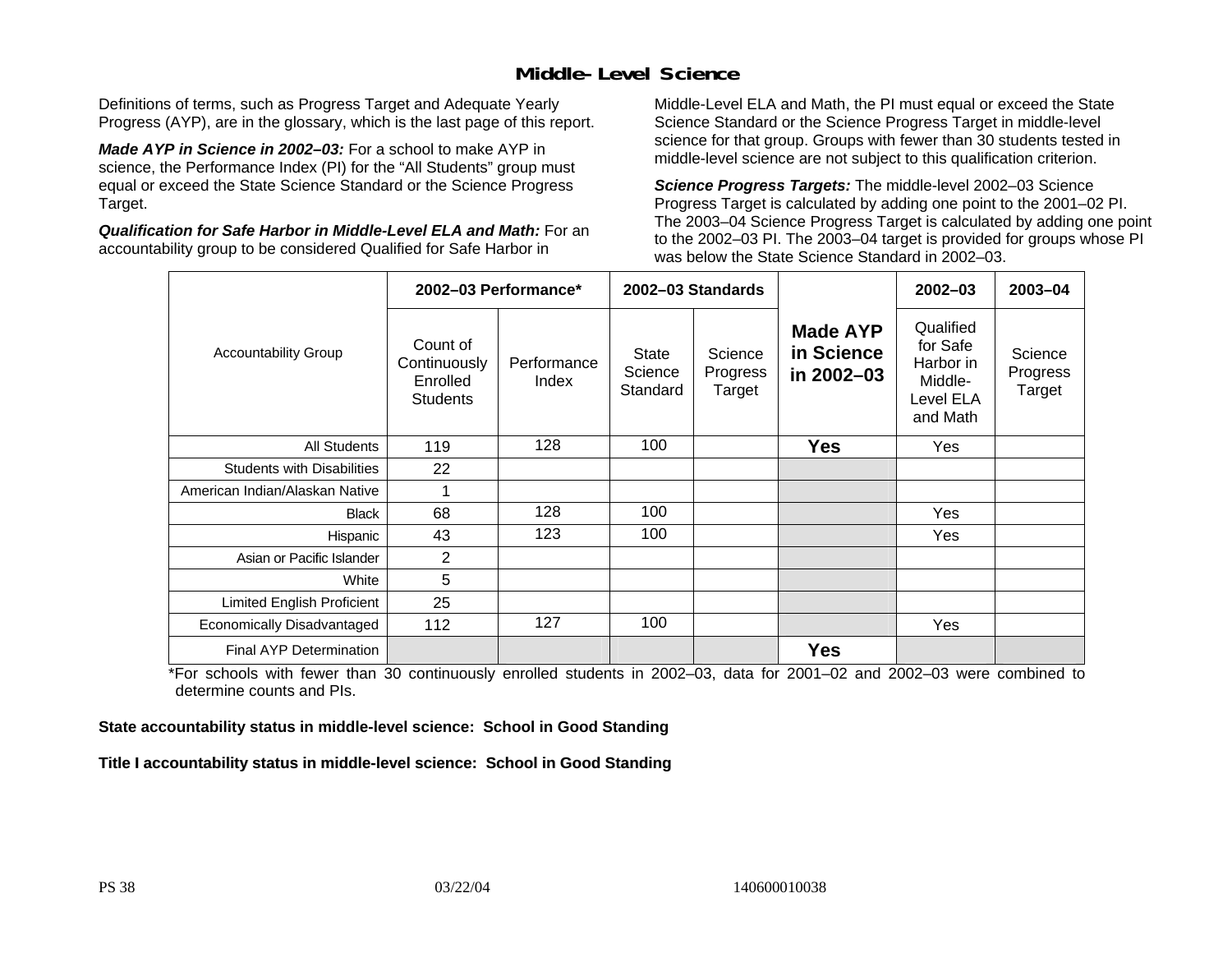# Middle-Level Science

Definitions of terms, such as Progress Target and Adequate Yearly Progress (AYP), are in the glossary, which is the last page of this report.

***Made AYP in Science in 2002–03:*** For a school to make AYP in science, the Performance Index (PI) for the "All Students" group must equal or exceed the State Science Standard or the Science Progress Target.

***Qualification for Safe Harbor in Middle-Level ELA and Math:*** For an accountability group to be considered Qualified for Safe Harbor in Middle-Level ELA and Math, the PI must equal or exceed the State Science Standard or the Science Progress Target in middle-level science for that group. Groups with fewer than 30 students tested in middle-level science are not subject to this qualification criterion.

***Science Progress Targets:*** The middle-level 2002–03 Science Progress Target is calculated by adding one point to the 2001–02 PI. The 2003–04 Science Progress Target is calculated by adding one point to the 2002–03 PI. The 2003–04 target is provided for groups whose PI was below the State Science Standard in 2002–03.

| Accountability Group | 2002–03 Performance* | | 2002–03 Standards | | Made AYP in Science in 2002–03 | 2002–03 | 2003–04 |
|---|---|---|---|---|---|---|---|
| | Count of Continuously Enrolled Students | Performance Index | State Science Standard | Science Progress Target | | Qualified for Safe Harbor in Middle-Level ELA and Math | Science Progress Target |
| All Students | 119 | 128 | 100 | | **Yes** | Yes | |
| Students with Disabilities | 22 | | | | | | |
| American Indian/Alaskan Native | 1 | | | | | | |
| Black | 68 | 128 | 100 | | | Yes | |
| Hispanic | 43 | 123 | 100 | | | Yes | |
| Asian or Pacific Islander | 2 | | | | | | |
| White | 5 | | | | | | |
| Limited English Proficient | 25 | | | | | | |
| Economically Disadvantaged | 112 | 127 | 100 | | | Yes | |
| Final AYP Determination | | | | | **Yes** | | |

*For schools with fewer than 30 continuously enrolled students in 2002–03, data for 2001–02 and 2002–03 were combined to determine counts and PIs.

**State accountability status in middle-level science: School in Good Standing**

**Title I accountability status in middle-level science: School in Good Standing**

PS 38 03/22/04 140600010038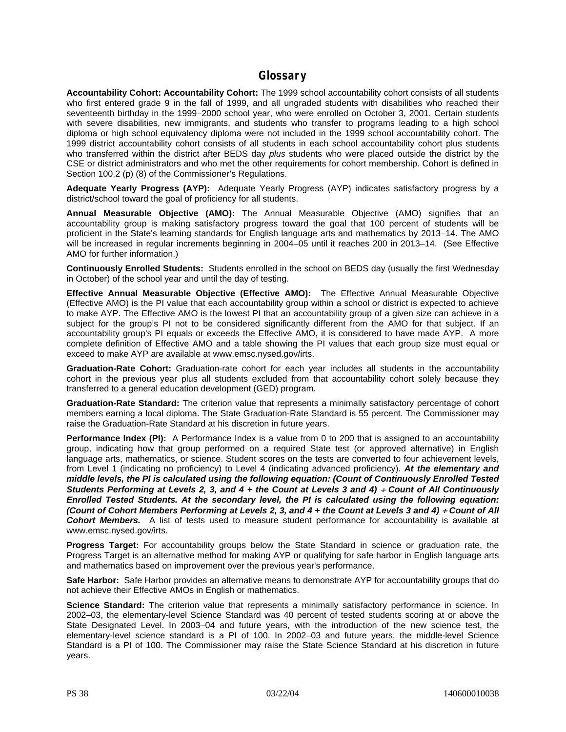## Glossary

**Accountability Cohort: Accountability Cohort:** The 1999 school accountability cohort consists of all students who first entered grade 9 in the fall of 1999, and all ungraded students with disabilities who reached their seventeenth birthday in the 1999–2000 school year, who were enrolled on October 3, 2001. Certain students with severe disabilities, new immigrants, and students who transfer to programs leading to a high school diploma or high school equivalency diploma were not included in the 1999 school accountability cohort. The 1999 district accountability cohort consists of all students in each school accountability cohort plus students who transferred within the district after BEDS day *plus* students who were placed outside the district by the CSE or district administrators and who met the other requirements for cohort membership. Cohort is defined in Section 100.2 (p) (8) of the Commissioner's Regulations.

**Adequate Yearly Progress (AYP):** Adequate Yearly Progress (AYP) indicates satisfactory progress by a district/school toward the goal of proficiency for all students.

**Annual Measurable Objective (AMO):** The Annual Measurable Objective (AMO) signifies that an accountability group is making satisfactory progress toward the goal that 100 percent of students will be proficient in the State's learning standards for English language arts and mathematics by 2013–14. The AMO will be increased in regular increments beginning in 2004–05 until it reaches 200 in 2013–14. (See Effective AMO for further information.)

**Continuously Enrolled Students:** Students enrolled in the school on BEDS day (usually the first Wednesday in October) of the school year and until the day of testing.

**Effective Annual Measurable Objective (Effective AMO):** The Effective Annual Measurable Objective (Effective AMO) is the PI value that each accountability group within a school or district is expected to achieve to make AYP. The Effective AMO is the lowest PI that an accountability group of a given size can achieve in a subject for the group's PI not to be considered significantly different from the AMO for that subject. If an accountability group's PI equals or exceeds the Effective AMO, it is considered to have made AYP. A more complete definition of Effective AMO and a table showing the PI values that each group size must equal or exceed to make AYP are available at www.emsc.nysed.gov/irts.

**Graduation-Rate Cohort:** Graduation-rate cohort for each year includes all students in the accountability cohort in the previous year plus all students excluded from that accountability cohort solely because they transferred to a general education development (GED) program.

**Graduation-Rate Standard:** The criterion value that represents a minimally satisfactory percentage of cohort members earning a local diploma. The State Graduation-Rate Standard is 55 percent. The Commissioner may raise the Graduation-Rate Standard at his discretion in future years.

**Performance Index (PI):** A Performance Index is a value from 0 to 200 that is assigned to an accountability group, indicating how that group performed on a required State test (or approved alternative) in English language arts, mathematics, or science. Student scores on the tests are converted to four achievement levels, from Level 1 (indicating no proficiency) to Level 4 (indicating advanced proficiency). ***At the elementary and middle levels, the PI is calculated using the following equation: (Count of Continuously Enrolled Tested Students Performing at Levels 2, 3, and 4 + the Count at Levels 3 and 4) ÷ Count of All Continuously Enrolled Tested Students. At the secondary level, the PI is calculated using the following equation: (Count of Cohort Members Performing at Levels 2, 3, and 4 + the Count at Levels 3 and 4) ÷ Count of All Cohort Members.*** A list of tests used to measure student performance for accountability is available at www.emsc.nysed.gov/irts.

**Progress Target:** For accountability groups below the State Standard in science or graduation rate, the Progress Target is an alternative method for making AYP or qualifying for safe harbor in English language arts and mathematics based on improvement over the previous year's performance.

**Safe Harbor:** Safe Harbor provides an alternative means to demonstrate AYP for accountability groups that do not achieve their Effective AMOs in English or mathematics.

**Science Standard:** The criterion value that represents a minimally satisfactory performance in science. In 2002–03, the elementary-level Science Standard was 40 percent of tested students scoring at or above the State Designated Level. In 2003–04 and future years, with the introduction of the new science test, the elementary-level science standard is a PI of 100. In 2002–03 and future years, the middle-level Science Standard is a PI of 100. The Commissioner may raise the State Science Standard at his discretion in future years.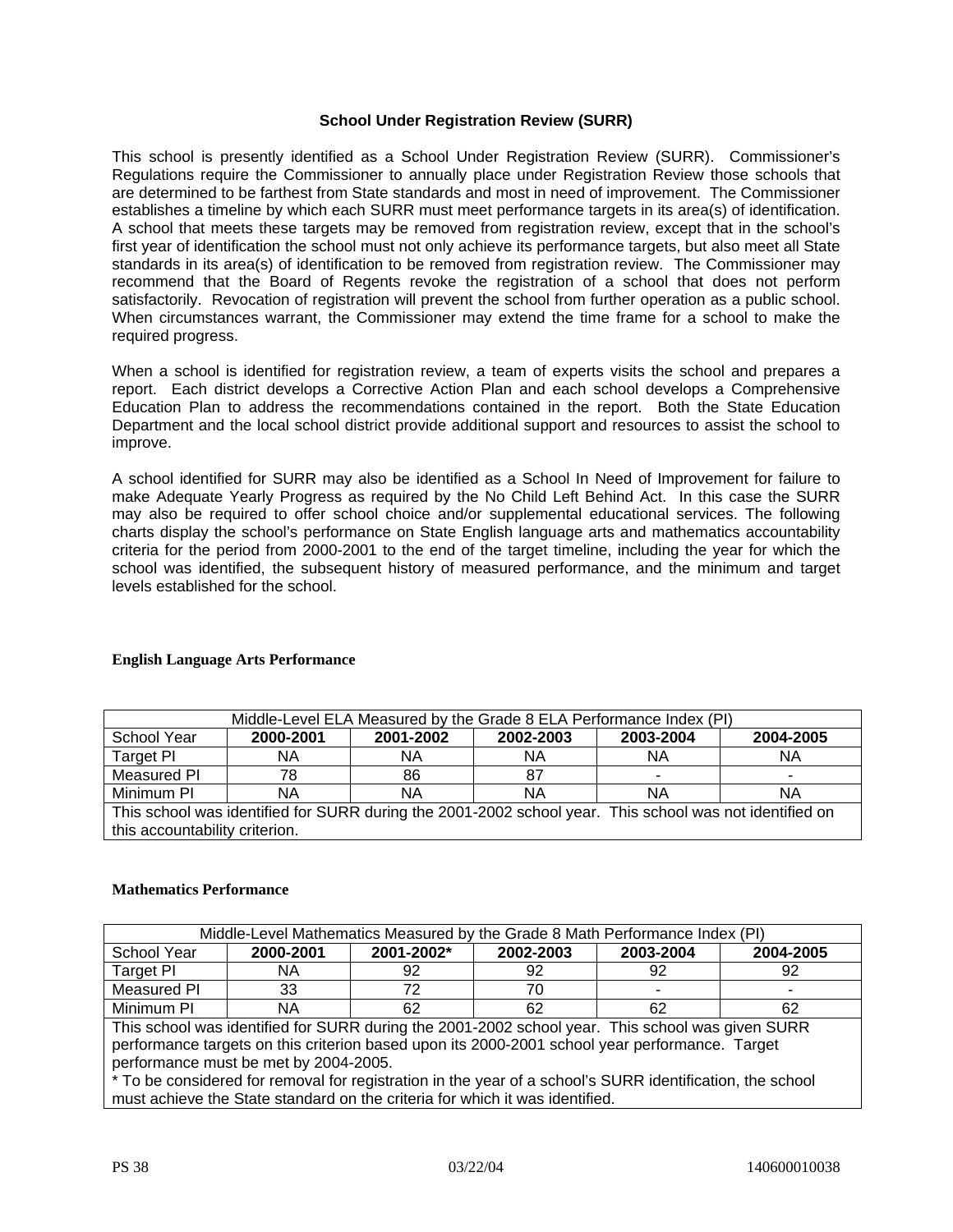## School Under Registration Review (SURR)

This school is presently identified as a School Under Registration Review (SURR). Commissioner's Regulations require the Commissioner to annually place under Registration Review those schools that are determined to be farthest from State standards and most in need of improvement. The Commissioner establishes a timeline by which each SURR must meet performance targets in its area(s) of identification. A school that meets these targets may be removed from registration review, except that in the school's first year of identification the school must not only achieve its performance targets, but also meet all State standards in its area(s) of identification to be removed from registration review. The Commissioner may recommend that the Board of Regents revoke the registration of a school that does not perform satisfactorily. Revocation of registration will prevent the school from further operation as a public school. When circumstances warrant, the Commissioner may extend the time frame for a school to make the required progress.

When a school is identified for registration review, a team of experts visits the school and prepares a report. Each district develops a Corrective Action Plan and each school develops a Comprehensive Education Plan to address the recommendations contained in the report. Both the State Education Department and the local school district provide additional support and resources to assist the school to improve.

A school identified for SURR may also be identified as a School In Need of Improvement for failure to make Adequate Yearly Progress as required by the No Child Left Behind Act. In this case the SURR may also be required to offer school choice and/or supplemental educational services. The following charts display the school's performance on State English language arts and mathematics accountability criteria for the period from 2000-2001 to the end of the target timeline, including the year for which the school was identified, the subsequent history of measured performance, and the minimum and target levels established for the school.

### English Language Arts Performance

| Middle-Level ELA Measured by the Grade 8 ELA Performance Index (PI) | | | | | |
|---|---|---|---|---|---|
| School Year | **2000-2001** | **2001-2002** | **2002-2003** | **2003-2004** | **2004-2005** |
| Target PI | NA | NA | NA | NA | NA |
| Measured PI | 78 | 86 | 87 | - | - |
| Minimum PI | NA | NA | NA | NA | NA |
| This school was identified for SURR during the 2001-2002 school year. This school was not identified on this accountability criterion. | | | | | |

### Mathematics Performance

| Middle-Level Mathematics Measured by the Grade 8 Math Performance Index (PI) | | | | | |
|---|---|---|---|---|---|
| School Year | **2000-2001** | **2001-2002*** | **2002-2003** | **2003-2004** | **2004-2005** |
| Target PI | NA | 92 | 92 | 92 | 92 |
| Measured PI | 33 | 72 | 70 | - | - |
| Minimum PI | NA | 62 | 62 | 62 | 62 |
| This school was identified for SURR during the 2001-2002 school year. This school was given SURR performance targets on this criterion based upon its 2000-2001 school year performance. Target performance must be met by 2004-2005. * To be considered for removal for registration in the year of a school's SURR identification, the school must achieve the State standard on the criteria for which it was identified. | | | | | |